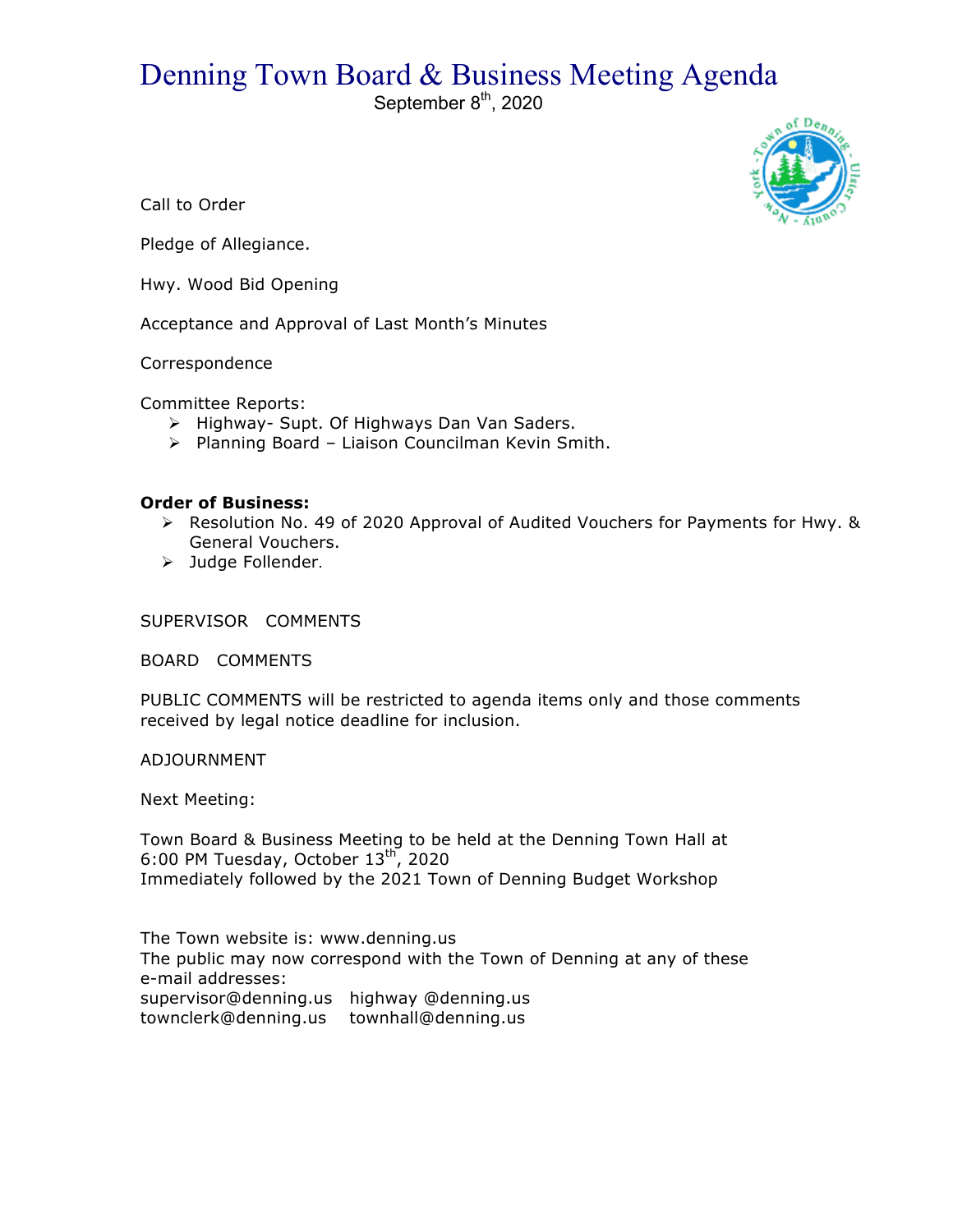# Denning Town Board & Business Meeting Agenda

September 8th, 2020

Call to Order

Pledge of Allegiance.

Hwy. Wood Bid Opening

Acceptance and Approval of Last Month's Minutes

Correspondence

Committee Reports:

- Highway- Supt. Of Highways Dan Van Saders.
- Planning Board – Liaison Councilman Kevin Smith.

**Order of Business:**

- Resolution No. 49 of 2020 Approval of Audited Vouchers for Payments for Hwy. & General Vouchers.
- Judge Follender.

SUPERVISOR COMMENTS

BOARD COMMENTS

PUBLIC COMMENTS will be restricted to agenda items only and those comments received by legal notice deadline for inclusion.

ADJOURNMENT

Next Meeting:

Town Board & Business Meeting to be held at the Denning Town Hall at 6:00 PM Tuesday, October 13th, 2020
Immediately followed by the 2021 Town of Denning Budget Workshop

The Town website is: www.denning.us
The public may now correspond with the Town of Denning at any of these e-mail addresses:
supervisor@denning.us highway @denning.us
townclerk@denning.us townhall@denning.us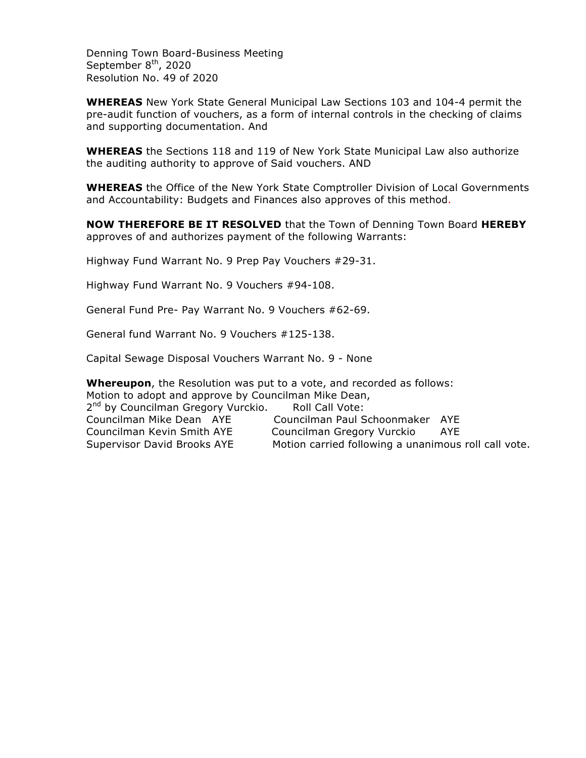Denning Town Board-Business Meeting
September 8th, 2020
Resolution No. 49 of 2020

**WHEREAS** New York State General Municipal Law Sections 103 and 104-4 permit the pre-audit function of vouchers, as a form of internal controls in the checking of claims and supporting documentation. And

**WHEREAS** the Sections 118 and 119 of New York State Municipal Law also authorize the auditing authority to approve of Said vouchers. AND

**WHEREAS** the Office of the New York State Comptroller Division of Local Governments and Accountability: Budgets and Finances also approves of this method.

**NOW THEREFORE BE IT RESOLVED** that the Town of Denning Town Board **HEREBY** approves of and authorizes payment of the following Warrants:

Highway Fund Warrant No. 9 Prep Pay Vouchers #29-31.

Highway Fund Warrant No. 9 Vouchers #94-108.

General Fund Pre- Pay Warrant No. 9 Vouchers #62-69.

General fund Warrant No. 9 Vouchers #125-138.

Capital Sewage Disposal Vouchers Warrant No. 9 - None

**Whereupon**, the Resolution was put to a vote, and recorded as follows:
Motion to adopt and approve by Councilman Mike Dean,
2nd by Councilman Gregory Vurckio. Roll Call Vote:
Councilman Mike Dean AYE Councilman Paul Schoonmaker AYE
Councilman Kevin Smith AYE Councilman Gregory Vurckio AYE
Supervisor David Brooks AYE Motion carried following a unanimous roll call vote.